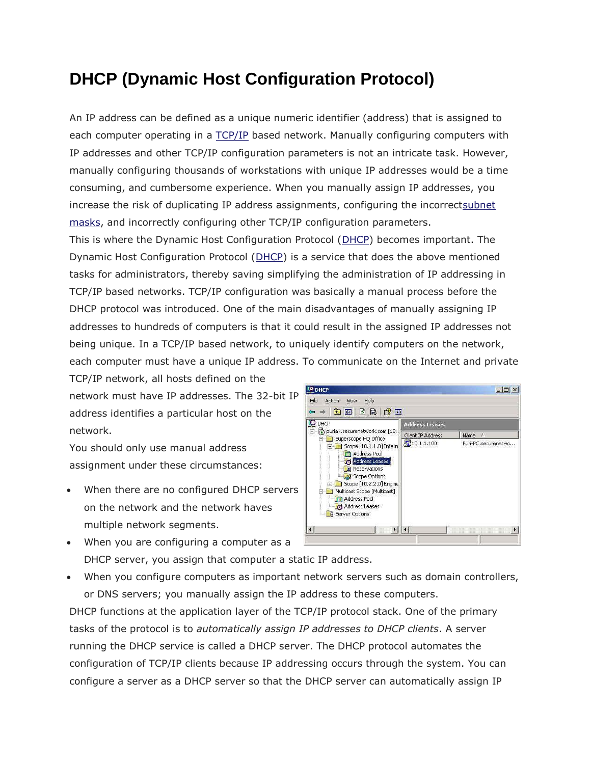# DHCP (Dynamic Host Configuration Protocol)

An IP address can be defined as a unique numeric identifier (address) that is assigned to each computer operating in a TCP/IP based network. Manually configuring computers with IP addresses and other TCP/IP configuration parameters is not an intricate task. However, manually configuring thousands of workstations with unique IP addresses would be a time consuming, and cumbersome experience. When you manually assign IP addresses, you increase the risk of duplicating IP address assignments, configuring the incorrectsubnet masks, and incorrectly configuring other TCP/IP configuration parameters.

This is where the Dynamic Host Configuration Protocol (DHCP) becomes important. The Dynamic Host Configuration Protocol (DHCP) is a service that does the above mentioned tasks for administrators, thereby saving simplifying the administration of IP addressing in TCP/IP based networks. TCP/IP configuration was basically a manual process before the DHCP protocol was introduced. One of the main disadvantages of manually assigning IP addresses to hundreds of computers is that it could result in the assigned IP addresses not being unique. In a TCP/IP based network, to uniquely identify computers on the network, each computer must have a unique IP address. To communicate on the Internet and private TCP/IP network, all hosts defined on the network must have IP addresses. The 32-bit IP address identifies a particular host on the network.

You should only use manual address assignment under these circumstances:

- When there are no configured DHCP servers on the network and the network haves multiple network segments.
- When you are configuring a computer as a DHCP server, you assign that computer a static IP address.
- When you configure computers as important network servers such as domain controllers, or DNS servers; you manually assign the IP address to these computers.

DHCP functions at the application layer of the TCP/IP protocol stack. One of the primary tasks of the protocol is to *automatically assign IP addresses to DHCP clients*. A server running the DHCP service is called a DHCP server. The DHCP protocol automates the configuration of TCP/IP clients because IP addressing occurs through the system. You can configure a server as a DHCP server so that the DHCP server can automatically assign IP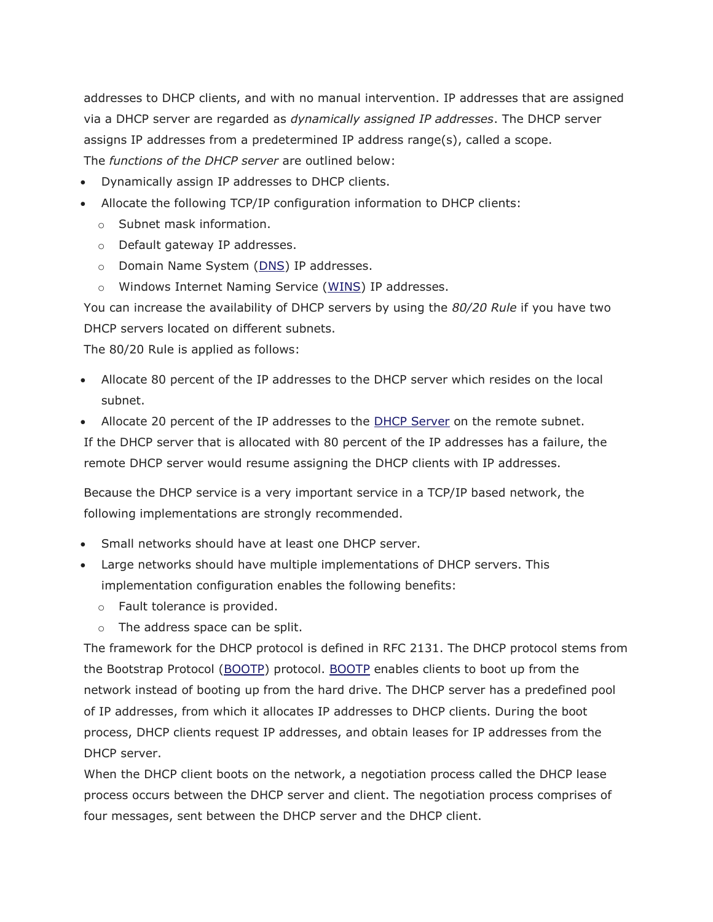addresses to DHCP clients, and with no manual intervention. IP addresses that are assigned via a DHCP server are regarded as *dynamically assigned IP addresses*. The DHCP server assigns IP addresses from a predetermined IP address range(s), called a scope.
The *functions of the DHCP server* are outlined below:

- Dynamically assign IP addresses to DHCP clients.
- Allocate the following TCP/IP configuration information to DHCP clients:
  - Subnet mask information.
  - Default gateway IP addresses.
  - Domain Name System (DNS) IP addresses.
  - Windows Internet Naming Service (WINS) IP addresses.

You can increase the availability of DHCP servers by using the *80/20 Rule* if you have two DHCP servers located on different subnets.
The 80/20 Rule is applied as follows:

- Allocate 80 percent of the IP addresses to the DHCP server which resides on the local subnet.
- Allocate 20 percent of the IP addresses to the DHCP Server on the remote subnet.

If the DHCP server that is allocated with 80 percent of the IP addresses has a failure, the remote DHCP server would resume assigning the DHCP clients with IP addresses.

Because the DHCP service is a very important service in a TCP/IP based network, the following implementations are strongly recommended.

- Small networks should have at least one DHCP server.
- Large networks should have multiple implementations of DHCP servers. This implementation configuration enables the following benefits:
  - Fault tolerance is provided.
  - The address space can be split.

The framework for the DHCP protocol is defined in RFC 2131. The DHCP protocol stems from the Bootstrap Protocol (BOOTP) protocol. BOOTP enables clients to boot up from the network instead of booting up from the hard drive. The DHCP server has a predefined pool of IP addresses, from which it allocates IP addresses to DHCP clients. During the boot process, DHCP clients request IP addresses, and obtain leases for IP addresses from the DHCP server.
When the DHCP client boots on the network, a negotiation process called the DHCP lease process occurs between the DHCP server and client. The negotiation process comprises of four messages, sent between the DHCP server and the DHCP client.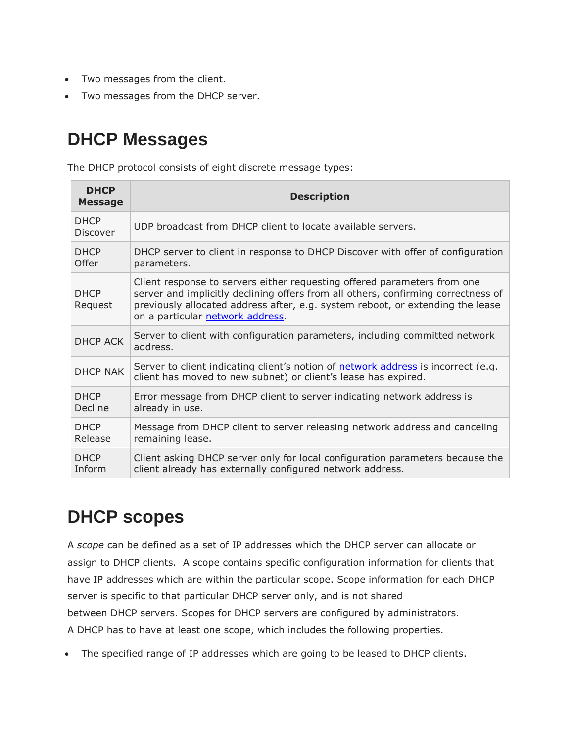- Two messages from the client.
- Two messages from the DHCP server.

## DHCP Messages

The DHCP protocol consists of eight discrete message types:

| DHCP Message | Description |
|---|---|
| DHCP Discover | UDP broadcast from DHCP client to locate available servers. |
| DHCP Offer | DHCP server to client in response to DHCP Discover with offer of configuration parameters. |
| DHCP Request | Client response to servers either requesting offered parameters from one server and implicitly declining offers from all others, confirming correctness of previously allocated address after, e.g. system reboot, or extending the lease on a particular network address. |
| DHCP ACK | Server to client with configuration parameters, including committed network address. |
| DHCP NAK | Server to client indicating client's notion of network address is incorrect (e.g. client has moved to new subnet) or client's lease has expired. |
| DHCP Decline | Error message from DHCP client to server indicating network address is already in use. |
| DHCP Release | Message from DHCP client to server releasing network address and canceling remaining lease. |
| DHCP Inform | Client asking DHCP server only for local configuration parameters because the client already has externally configured network address. |

## DHCP scopes

A *scope* can be defined as a set of IP addresses which the DHCP server can allocate or assign to DHCP clients. A scope contains specific configuration information for clients that have IP addresses which are within the particular scope. Scope information for each DHCP server is specific to that particular DHCP server only, and is not shared between DHCP servers. Scopes for DHCP servers are configured by administrators. A DHCP has to have at least one scope, which includes the following properties.

- The specified range of IP addresses which are going to be leased to DHCP clients.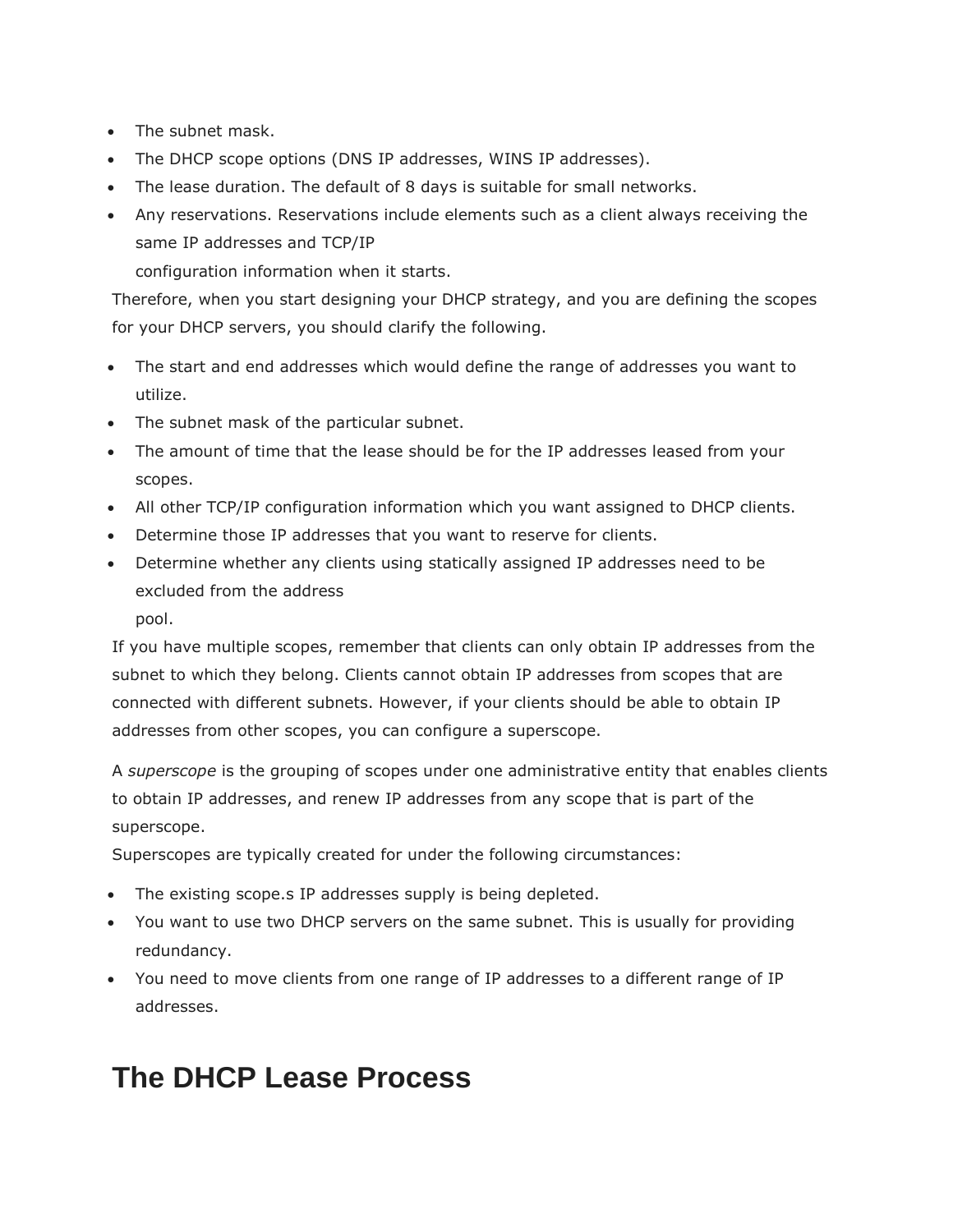- The subnet mask.
- The DHCP scope options (DNS IP addresses, WINS IP addresses).
- The lease duration. The default of 8 days is suitable for small networks.
- Any reservations. Reservations include elements such as a client always receiving the same IP addresses and TCP/IP configuration information when it starts.

Therefore, when you start designing your DHCP strategy, and you are defining the scopes for your DHCP servers, you should clarify the following.

- The start and end addresses which would define the range of addresses you want to utilize.
- The subnet mask of the particular subnet.
- The amount of time that the lease should be for the IP addresses leased from your scopes.
- All other TCP/IP configuration information which you want assigned to DHCP clients.
- Determine those IP addresses that you want to reserve for clients.
- Determine whether any clients using statically assigned IP addresses need to be excluded from the address pool.

If you have multiple scopes, remember that clients can only obtain IP addresses from the subnet to which they belong. Clients cannot obtain IP addresses from scopes that are connected with different subnets. However, if your clients should be able to obtain IP addresses from other scopes, you can configure a superscope.

A *superscope* is the grouping of scopes under one administrative entity that enables clients to obtain IP addresses, and renew IP addresses from any scope that is part of the superscope.

Superscopes are typically created for under the following circumstances:

- The existing scope.s IP addresses supply is being depleted.
- You want to use two DHCP servers on the same subnet. This is usually for providing redundancy.
- You need to move clients from one range of IP addresses to a different range of IP addresses.

# The DHCP Lease Process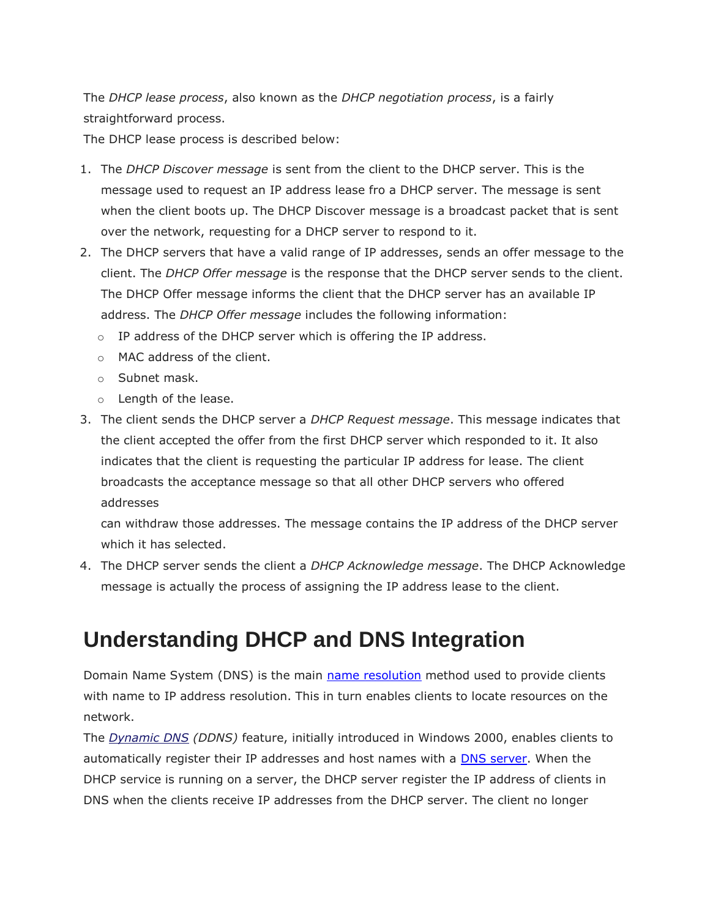The *DHCP lease process*, also known as the *DHCP negotiation process*, is a fairly straightforward process.

The DHCP lease process is described below:

1. The *DHCP Discover message* is sent from the client to the DHCP server. This is the message used to request an IP address lease fro a DHCP server. The message is sent when the client boots up. The DHCP Discover message is a broadcast packet that is sent over the network, requesting for a DHCP server to respond to it.
2. The DHCP servers that have a valid range of IP addresses, sends an offer message to the client. The *DHCP Offer message* is the response that the DHCP server sends to the client. The DHCP Offer message informs the client that the DHCP server has an available IP address. The *DHCP Offer message* includes the following information:
   - IP address of the DHCP server which is offering the IP address.
   - MAC address of the client.
   - Subnet mask.
   - Length of the lease.
3. The client sends the DHCP server a *DHCP Request message*. This message indicates that the client accepted the offer from the first DHCP server which responded to it. It also indicates that the client is requesting the particular IP address for lease. The client broadcasts the acceptance message so that all other DHCP servers who offered addresses
   can withdraw those addresses. The message contains the IP address of the DHCP server which it has selected.
4. The DHCP server sends the client a *DHCP Acknowledge message*. The DHCP Acknowledge message is actually the process of assigning the IP address lease to the client.

## Understanding DHCP and DNS Integration

Domain Name System (DNS) is the main name resolution method used to provide clients with name to IP address resolution. This in turn enables clients to locate resources on the network.

The *Dynamic DNS* *(DDNS)* feature, initially introduced in Windows 2000, enables clients to automatically register their IP addresses and host names with a DNS server. When the DHCP service is running on a server, the DHCP server register the IP address of clients in DNS when the clients receive IP addresses from the DHCP server. The client no longer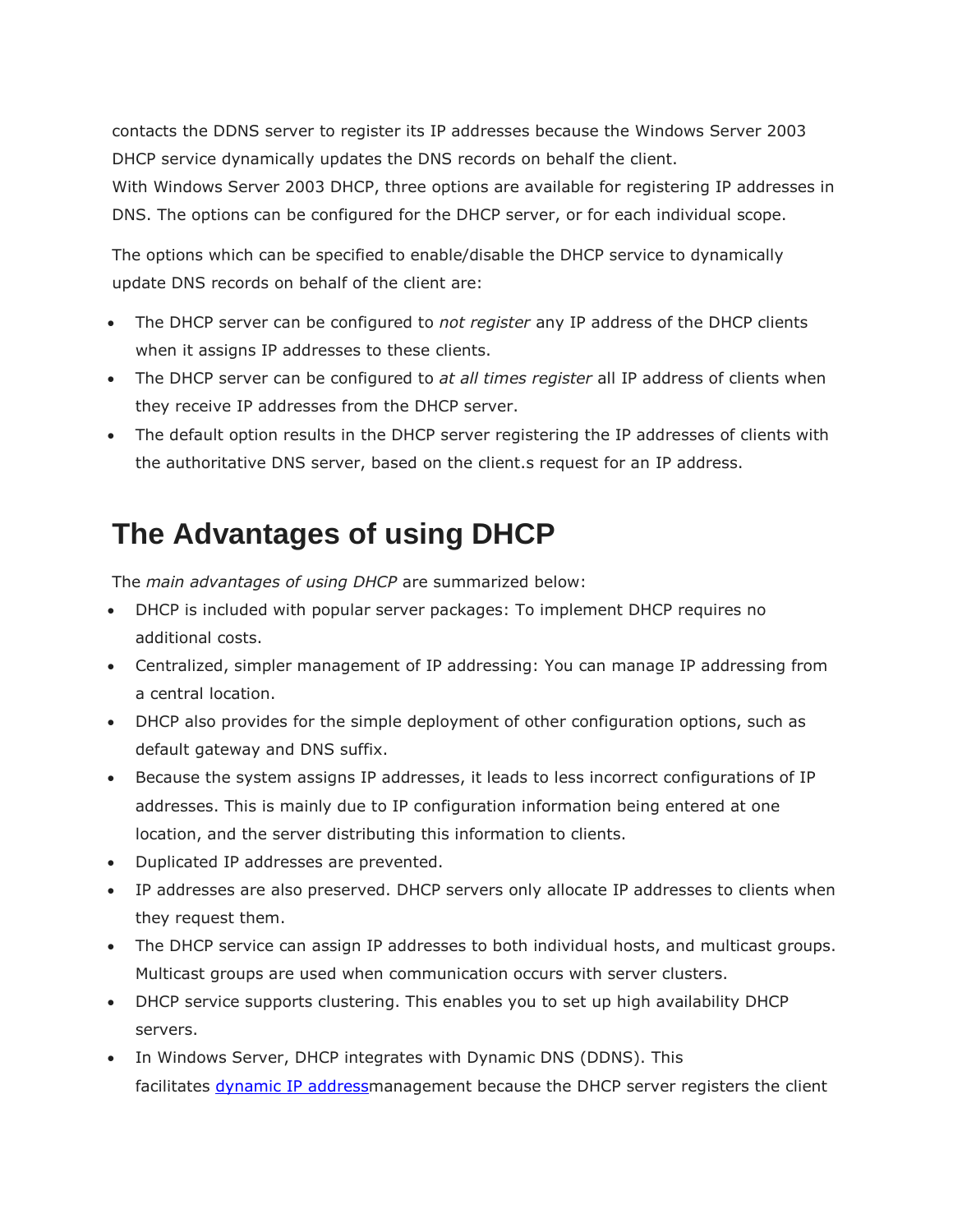contacts the DDNS server to register its IP addresses because the Windows Server 2003 DHCP service dynamically updates the DNS records on behalf the client.
With Windows Server 2003 DHCP, three options are available for registering IP addresses in DNS. The options can be configured for the DHCP server, or for each individual scope.

The options which can be specified to enable/disable the DHCP service to dynamically update DNS records on behalf of the client are:

- The DHCP server can be configured to *not register* any IP address of the DHCP clients when it assigns IP addresses to these clients.
- The DHCP server can be configured to *at all times register* all IP address of clients when they receive IP addresses from the DHCP server.
- The default option results in the DHCP server registering the IP addresses of clients with the authoritative DNS server, based on the client.s request for an IP address.

## The Advantages of using DHCP

The *main advantages of using DHCP* are summarized below:

- DHCP is included with popular server packages: To implement DHCP requires no additional costs.
- Centralized, simpler management of IP addressing: You can manage IP addressing from a central location.
- DHCP also provides for the simple deployment of other configuration options, such as default gateway and DNS suffix.
- Because the system assigns IP addresses, it leads to less incorrect configurations of IP addresses. This is mainly due to IP configuration information being entered at one location, and the server distributing this information to clients.
- Duplicated IP addresses are prevented.
- IP addresses are also preserved. DHCP servers only allocate IP addresses to clients when they request them.
- The DHCP service can assign IP addresses to both individual hosts, and multicast groups. Multicast groups are used when communication occurs with server clusters.
- DHCP service supports clustering. This enables you to set up high availability DHCP servers.
- In Windows Server, DHCP integrates with Dynamic DNS (DDNS). This facilitates [dynamic IP address]management because the DHCP server registers the client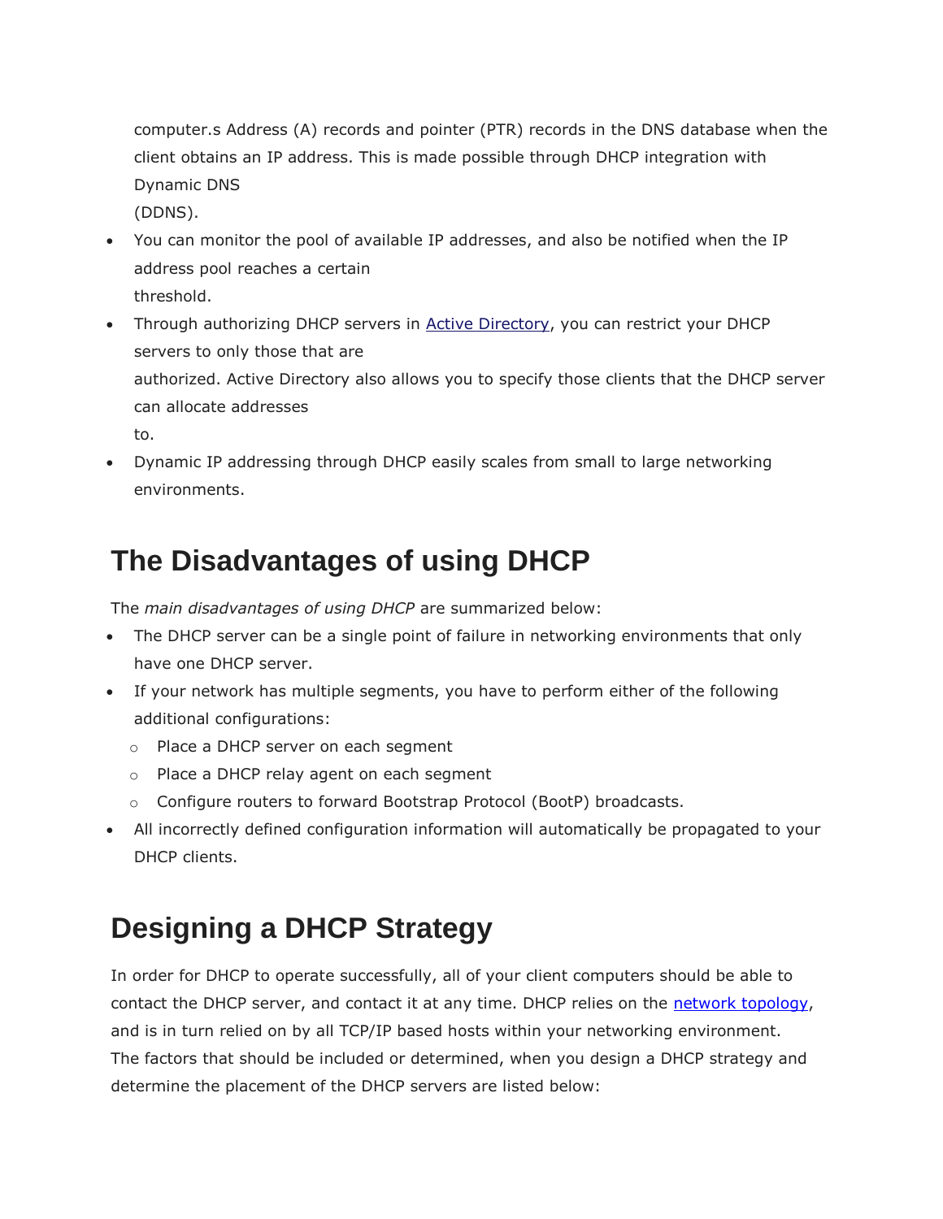computer.s Address (A) records and pointer (PTR) records in the DNS database when the client obtains an IP address. This is made possible through DHCP integration with Dynamic DNS (DDNS).

- You can monitor the pool of available IP addresses, and also be notified when the IP address pool reaches a certain threshold.
- Through authorizing DHCP servers in Active Directory, you can restrict your DHCP servers to only those that are authorized. Active Directory also allows you to specify those clients that the DHCP server can allocate addresses to.
- Dynamic IP addressing through DHCP easily scales from small to large networking environments.

## The Disadvantages of using DHCP

The *main disadvantages of using DHCP* are summarized below:

- The DHCP server can be a single point of failure in networking environments that only have one DHCP server.
- If your network has multiple segments, you have to perform either of the following additional configurations:
  - Place a DHCP server on each segment
  - Place a DHCP relay agent on each segment
  - Configure routers to forward Bootstrap Protocol (BootP) broadcasts.
- All incorrectly defined configuration information will automatically be propagated to your DHCP clients.

## Designing a DHCP Strategy

In order for DHCP to operate successfully, all of your client computers should be able to contact the DHCP server, and contact it at any time. DHCP relies on the network topology, and is in turn relied on by all TCP/IP based hosts within your networking environment. The factors that should be included or determined, when you design a DHCP strategy and determine the placement of the DHCP servers are listed below: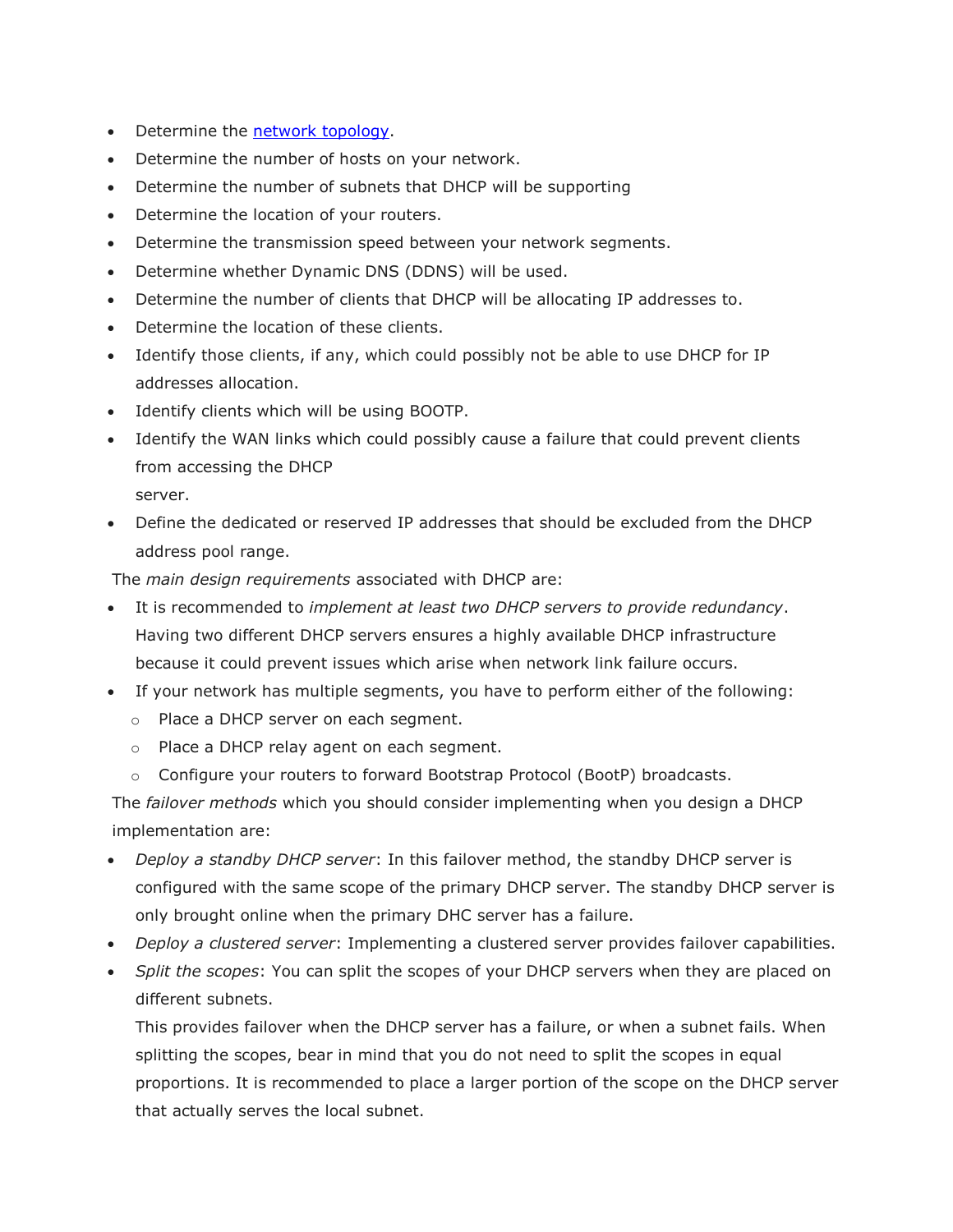- Determine the [network topology](#).
- Determine the number of hosts on your network.
- Determine the number of subnets that DHCP will be supporting
- Determine the location of your routers.
- Determine the transmission speed between your network segments.
- Determine whether Dynamic DNS (DDNS) will be used.
- Determine the number of clients that DHCP will be allocating IP addresses to.
- Determine the location of these clients.
- Identify those clients, if any, which could possibly not be able to use DHCP for IP addresses allocation.
- Identify clients which will be using BOOTP.
- Identify the WAN links which could possibly cause a failure that could prevent clients from accessing the DHCP server.
- Define the dedicated or reserved IP addresses that should be excluded from the DHCP address pool range.

The *main design requirements* associated with DHCP are:

- It is recommended to *implement at least two DHCP servers to provide redundancy*. Having two different DHCP servers ensures a highly available DHCP infrastructure because it could prevent issues which arise when network link failure occurs.
- If your network has multiple segments, you have to perform either of the following:
  - Place a DHCP server on each segment.
  - Place a DHCP relay agent on each segment.
  - Configure your routers to forward Bootstrap Protocol (BootP) broadcasts.

The *failover methods* which you should consider implementing when you design a DHCP implementation are:

- *Deploy a standby DHCP server*: In this failover method, the standby DHCP server is configured with the same scope of the primary DHCP server. The standby DHCP server is only brought online when the primary DHC server has a failure.
- *Deploy a clustered server*: Implementing a clustered server provides failover capabilities.
- *Split the scopes*: You can split the scopes of your DHCP servers when they are placed on different subnets.

  This provides failover when the DHCP server has a failure, or when a subnet fails. When splitting the scopes, bear in mind that you do not need to split the scopes in equal proportions. It is recommended to place a larger portion of the scope on the DHCP server that actually serves the local subnet.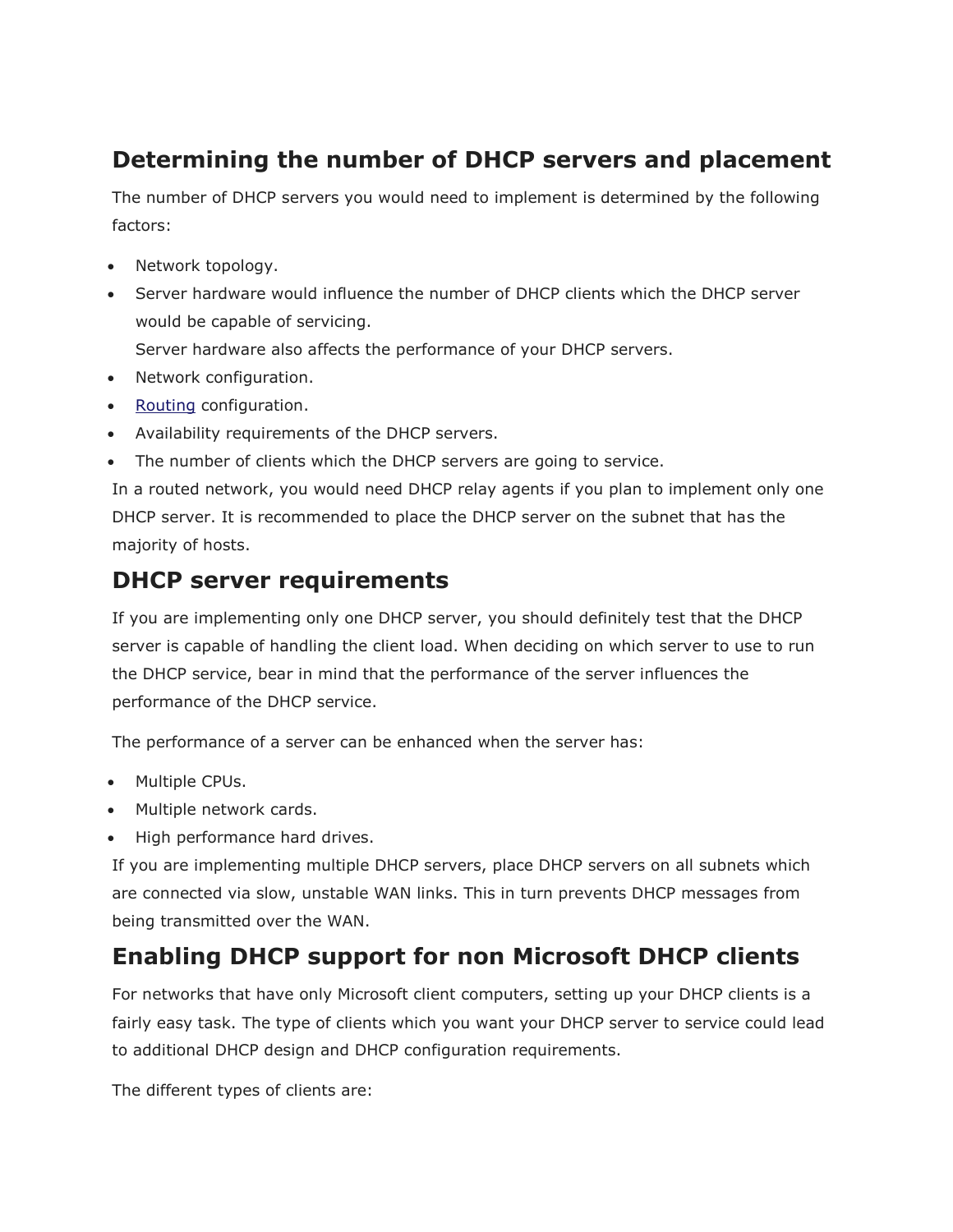## Determining the number of DHCP servers and placement

The number of DHCP servers you would need to implement is determined by the following factors:

- Network topology.
- Server hardware would influence the number of DHCP clients which the DHCP server would be capable of servicing.
  Server hardware also affects the performance of your DHCP servers.
- Network configuration.
- Routing configuration.
- Availability requirements of the DHCP servers.
- The number of clients which the DHCP servers are going to service.

In a routed network, you would need DHCP relay agents if you plan to implement only one DHCP server. It is recommended to place the DHCP server on the subnet that has the majority of hosts.

## DHCP server requirements

If you are implementing only one DHCP server, you should definitely test that the DHCP server is capable of handling the client load. When deciding on which server to use to run the DHCP service, bear in mind that the performance of the server influences the performance of the DHCP service.

The performance of a server can be enhanced when the server has:

- Multiple CPUs.
- Multiple network cards.
- High performance hard drives.

If you are implementing multiple DHCP servers, place DHCP servers on all subnets which are connected via slow, unstable WAN links. This in turn prevents DHCP messages from being transmitted over the WAN.

## Enabling DHCP support for non Microsoft DHCP clients

For networks that have only Microsoft client computers, setting up your DHCP clients is a fairly easy task. The type of clients which you want your DHCP server to service could lead to additional DHCP design and DHCP configuration requirements.

The different types of clients are: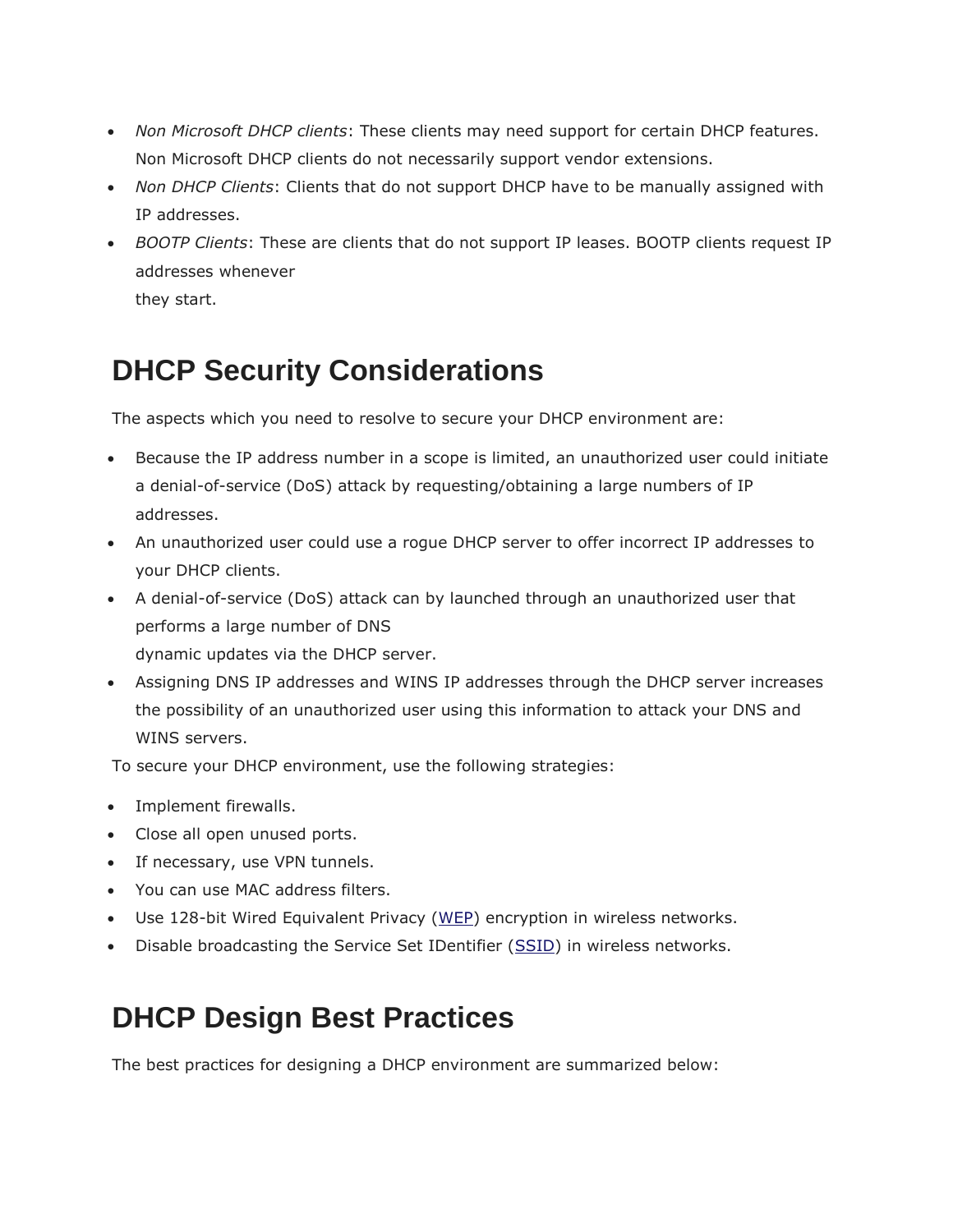- *Non Microsoft DHCP clients*: These clients may need support for certain DHCP features. Non Microsoft DHCP clients do not necessarily support vendor extensions.
- *Non DHCP Clients*: Clients that do not support DHCP have to be manually assigned with IP addresses.
- *BOOTP Clients*: These are clients that do not support IP leases. BOOTP clients request IP addresses whenever they start.

## DHCP Security Considerations

The aspects which you need to resolve to secure your DHCP environment are:

- Because the IP address number in a scope is limited, an unauthorized user could initiate a denial-of-service (DoS) attack by requesting/obtaining a large numbers of IP addresses.
- An unauthorized user could use a rogue DHCP server to offer incorrect IP addresses to your DHCP clients.
- A denial-of-service (DoS) attack can by launched through an unauthorized user that performs a large number of DNS dynamic updates via the DHCP server.
- Assigning DNS IP addresses and WINS IP addresses through the DHCP server increases the possibility of an unauthorized user using this information to attack your DNS and WINS servers.

To secure your DHCP environment, use the following strategies:

- Implement firewalls.
- Close all open unused ports.
- If necessary, use VPN tunnels.
- You can use MAC address filters.
- Use 128-bit Wired Equivalent Privacy (WEP) encryption in wireless networks.
- Disable broadcasting the Service Set IDentifier (SSID) in wireless networks.

## DHCP Design Best Practices

The best practices for designing a DHCP environment are summarized below: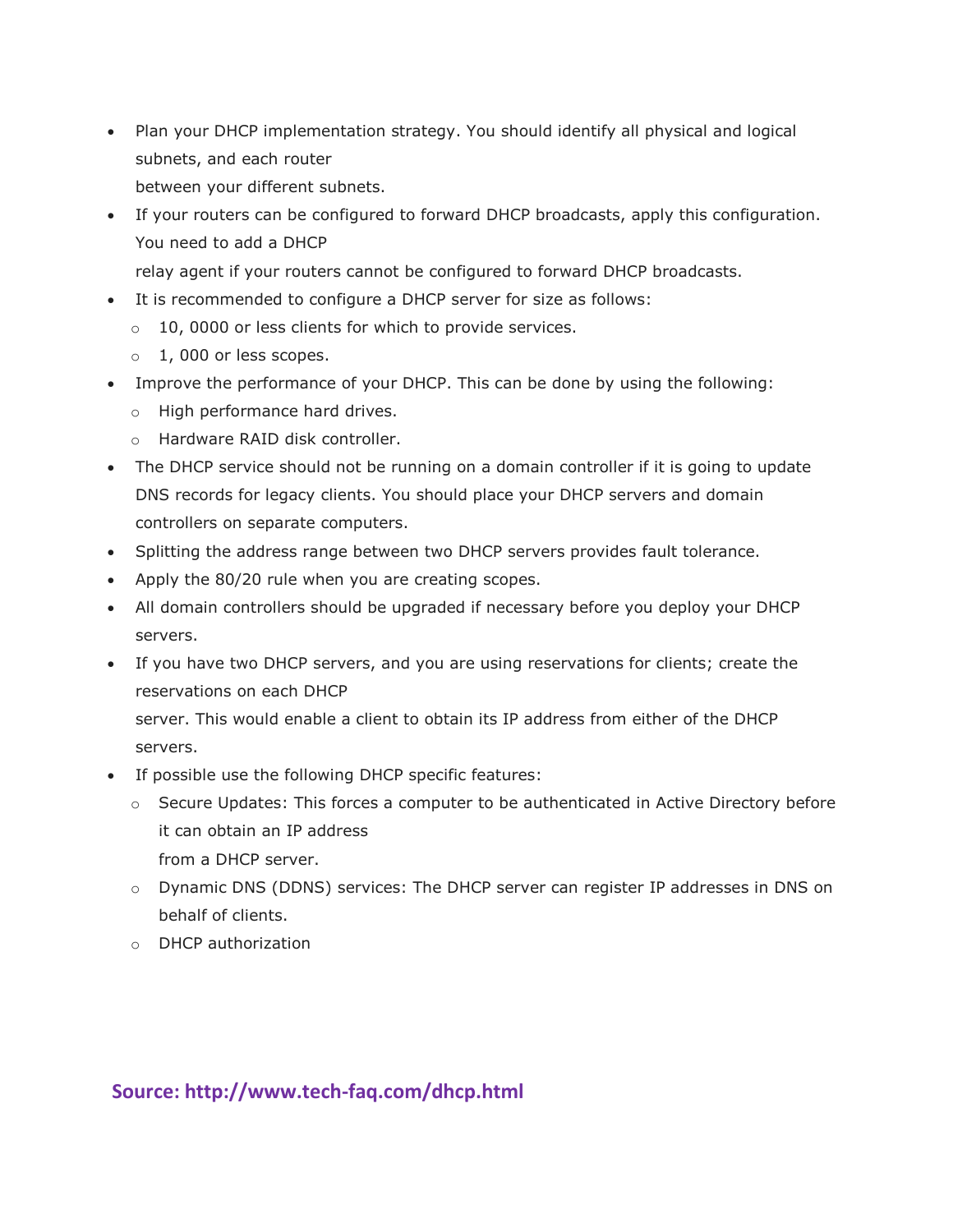- Plan your DHCP implementation strategy. You should identify all physical and logical subnets, and each router between your different subnets.
- If your routers can be configured to forward DHCP broadcasts, apply this configuration. You need to add a DHCP relay agent if your routers cannot be configured to forward DHCP broadcasts.
- It is recommended to configure a DHCP server for size as follows:
  - 10, 0000 or less clients for which to provide services.
  - 1, 000 or less scopes.
- Improve the performance of your DHCP. This can be done by using the following:
  - High performance hard drives.
  - Hardware RAID disk controller.
- The DHCP service should not be running on a domain controller if it is going to update DNS records for legacy clients. You should place your DHCP servers and domain controllers on separate computers.
- Splitting the address range between two DHCP servers provides fault tolerance.
- Apply the 80/20 rule when you are creating scopes.
- All domain controllers should be upgraded if necessary before you deploy your DHCP servers.
- If you have two DHCP servers, and you are using reservations for clients; create the reservations on each DHCP server. This would enable a client to obtain its IP address from either of the DHCP servers.
- If possible use the following DHCP specific features:
  - Secure Updates: This forces a computer to be authenticated in Active Directory before it can obtain an IP address from a DHCP server.
  - Dynamic DNS (DDNS) services: The DHCP server can register IP addresses in DNS on behalf of clients.
  - DHCP authorization

**Source: http://www.tech-faq.com/dhcp.html**